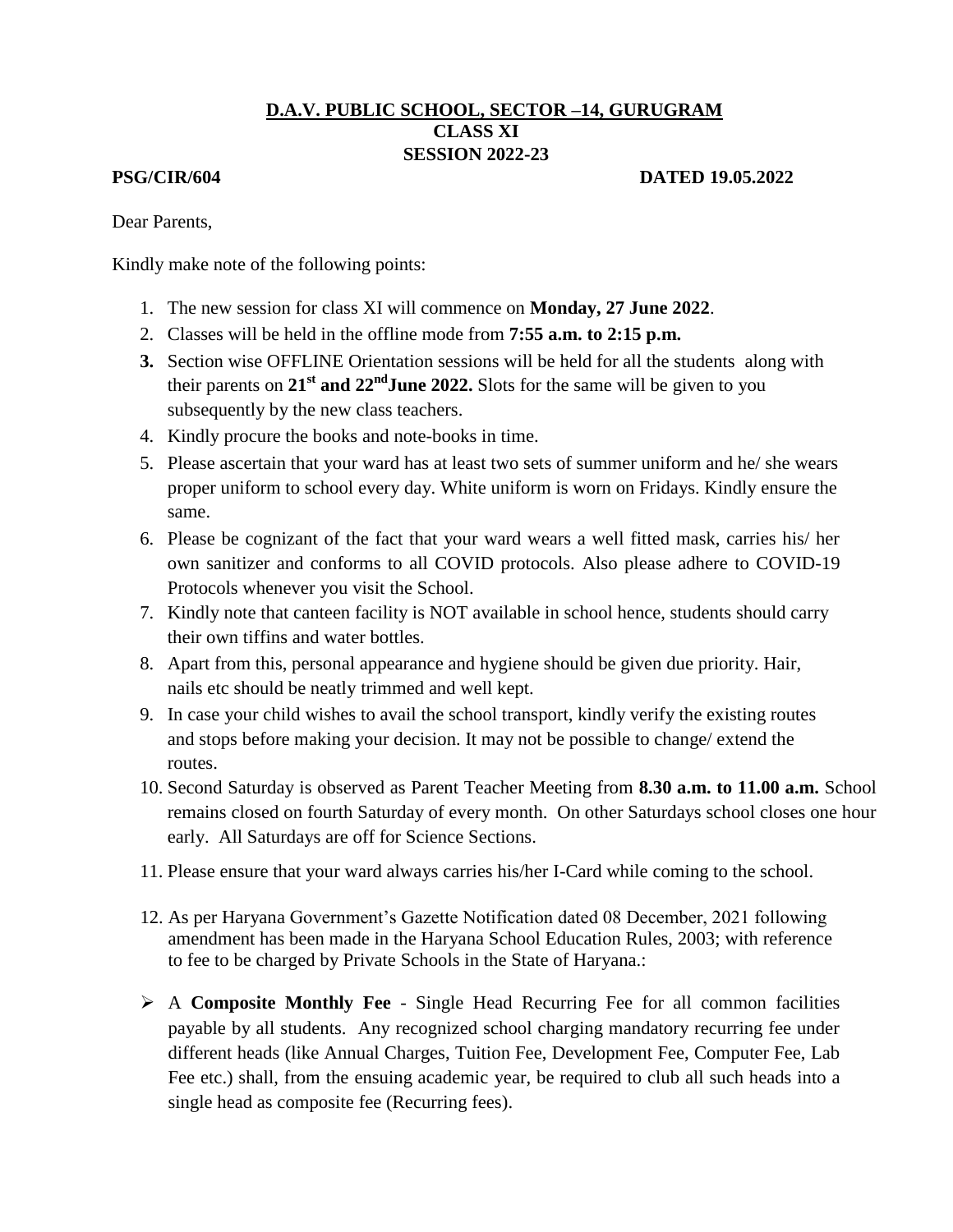**D.A.V. PUBLIC SCHOOL, SECTOR –14, GURUGRAM**
**CLASS XI**
**SESSION 2022-23**

**PSG/CIR/604** **DATED 19.05.2022**

Dear Parents,

Kindly make note of the following points:

1. The new session for class XI will commence on **Monday, 27 June 2022**.
2. Classes will be held in the offline mode from **7:55 a.m. to 2:15 p.m.**
3. Section wise OFFLINE Orientation sessions will be held for all the students along with their parents on **21st and 22nd June 2022.** Slots for the same will be given to you subsequently by the new class teachers.
4. Kindly procure the books and note-books in time.
5. Please ascertain that your ward has at least two sets of summer uniform and he/ she wears proper uniform to school every day. White uniform is worn on Fridays. Kindly ensure the same.
6. Please be cognizant of the fact that your ward wears a well fitted mask, carries his/ her own sanitizer and conforms to all COVID protocols. Also please adhere to COVID-19 Protocols whenever you visit the School.
7. Kindly note that canteen facility is NOT available in school hence, students should carry their own tiffins and water bottles.
8. Apart from this, personal appearance and hygiene should be given due priority. Hair, nails etc should be neatly trimmed and well kept.
9. In case your child wishes to avail the school transport, kindly verify the existing routes and stops before making your decision. It may not be possible to change/ extend the routes.
10. Second Saturday is observed as Parent Teacher Meeting from **8.30 a.m. to 11.00 a.m.** School remains closed on fourth Saturday of every month. On other Saturdays school closes one hour early. All Saturdays are off for Science Sections.
11. Please ensure that your ward always carries his/her I-Card while coming to the school.
12. As per Haryana Government's Gazette Notification dated 08 December, 2021 following amendment has been made in the Haryana School Education Rules, 2003; with reference to fee to be charged by Private Schools in the State of Haryana.:

- A **Composite Monthly Fee** - Single Head Recurring Fee for all common facilities payable by all students. Any recognized school charging mandatory recurring fee under different heads (like Annual Charges, Tuition Fee, Development Fee, Computer Fee, Lab Fee etc.) shall, from the ensuing academic year, be required to club all such heads into a single head as composite fee (Recurring fees).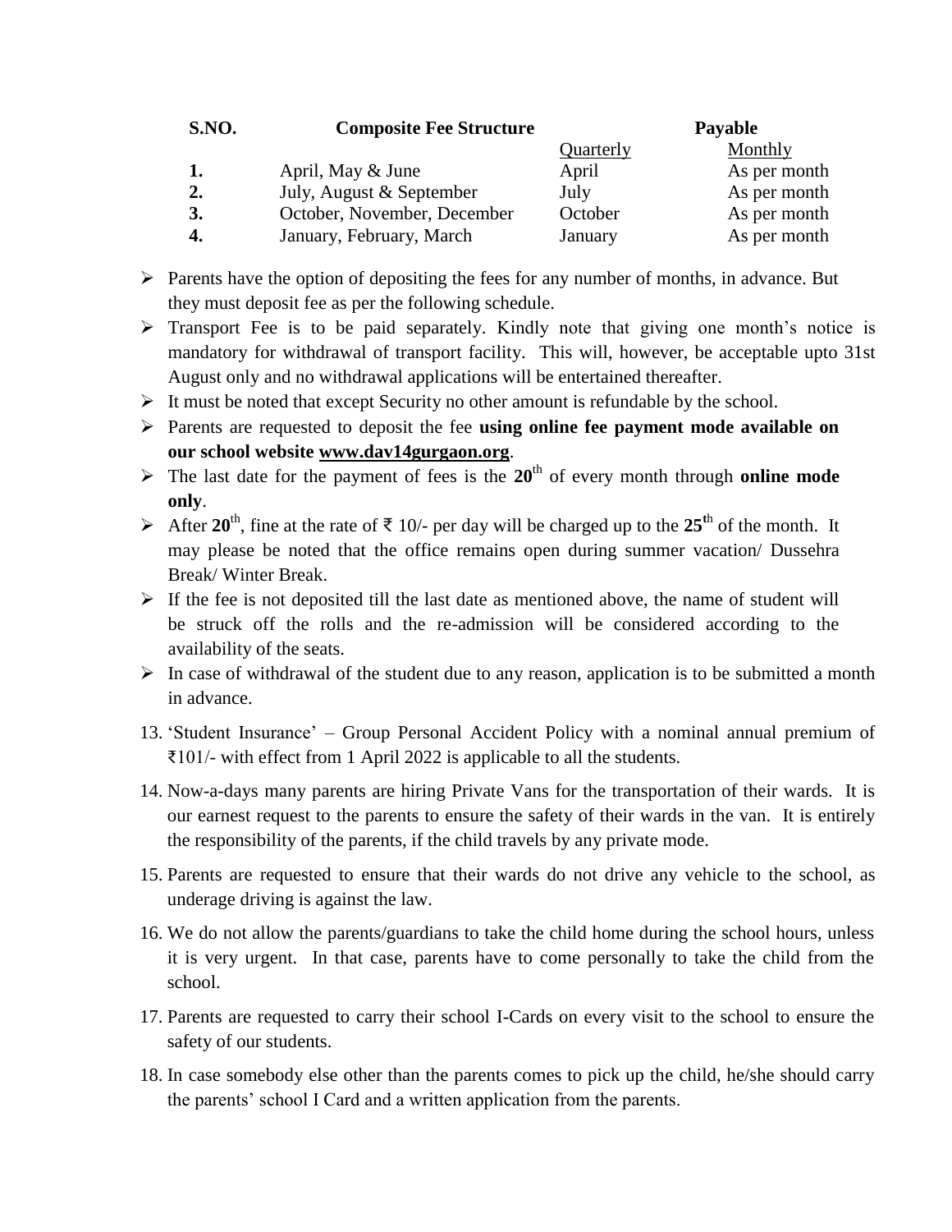| S.NO. | Composite Fee Structure | Payable | |
|---|---|---|---|
| | | Quarterly | Monthly |
| **1.** | April, May & June | April | As per month |
| **2.** | July, August & September | July | As per month |
| **3.** | October, November, December | October | As per month |
| **4.** | January, February, March | January | As per month |

- Parents have the option of depositing the fees for any number of months, in advance. But they must deposit fee as per the following schedule.
- Transport Fee is to be paid separately. Kindly note that giving one month's notice is mandatory for withdrawal of transport facility. This will, however, be acceptable upto 31st August only and no withdrawal applications will be entertained thereafter.
- It must be noted that except Security no other amount is refundable by the school.
- Parents are requested to deposit the fee **using online fee payment mode available on our school website www.dav14gurgaon.org**.
- The last date for the payment of fees is the **20**th of every month through **online mode only**.
- After **20**th, fine at the rate of ₹ 10/- per day will be charged up to the **25th** of the month. It may please be noted that the office remains open during summer vacation/ Dussehra Break/ Winter Break.
- If the fee is not deposited till the last date as mentioned above, the name of student will be struck off the rolls and the re-admission will be considered according to the availability of the seats.
- In case of withdrawal of the student due to any reason, application is to be submitted a month in advance.

13. 'Student Insurance' – Group Personal Accident Policy with a nominal annual premium of ₹101/- with effect from 1 April 2022 is applicable to all the students.
14. Now-a-days many parents are hiring Private Vans for the transportation of their wards. It is our earnest request to the parents to ensure the safety of their wards in the van. It is entirely the responsibility of the parents, if the child travels by any private mode.
15. Parents are requested to ensure that their wards do not drive any vehicle to the school, as underage driving is against the law.
16. We do not allow the parents/guardians to take the child home during the school hours, unless it is very urgent. In that case, parents have to come personally to take the child from the school.
17. Parents are requested to carry their school I-Cards on every visit to the school to ensure the safety of our students.
18. In case somebody else other than the parents comes to pick up the child, he/she should carry the parents' school I Card and a written application from the parents.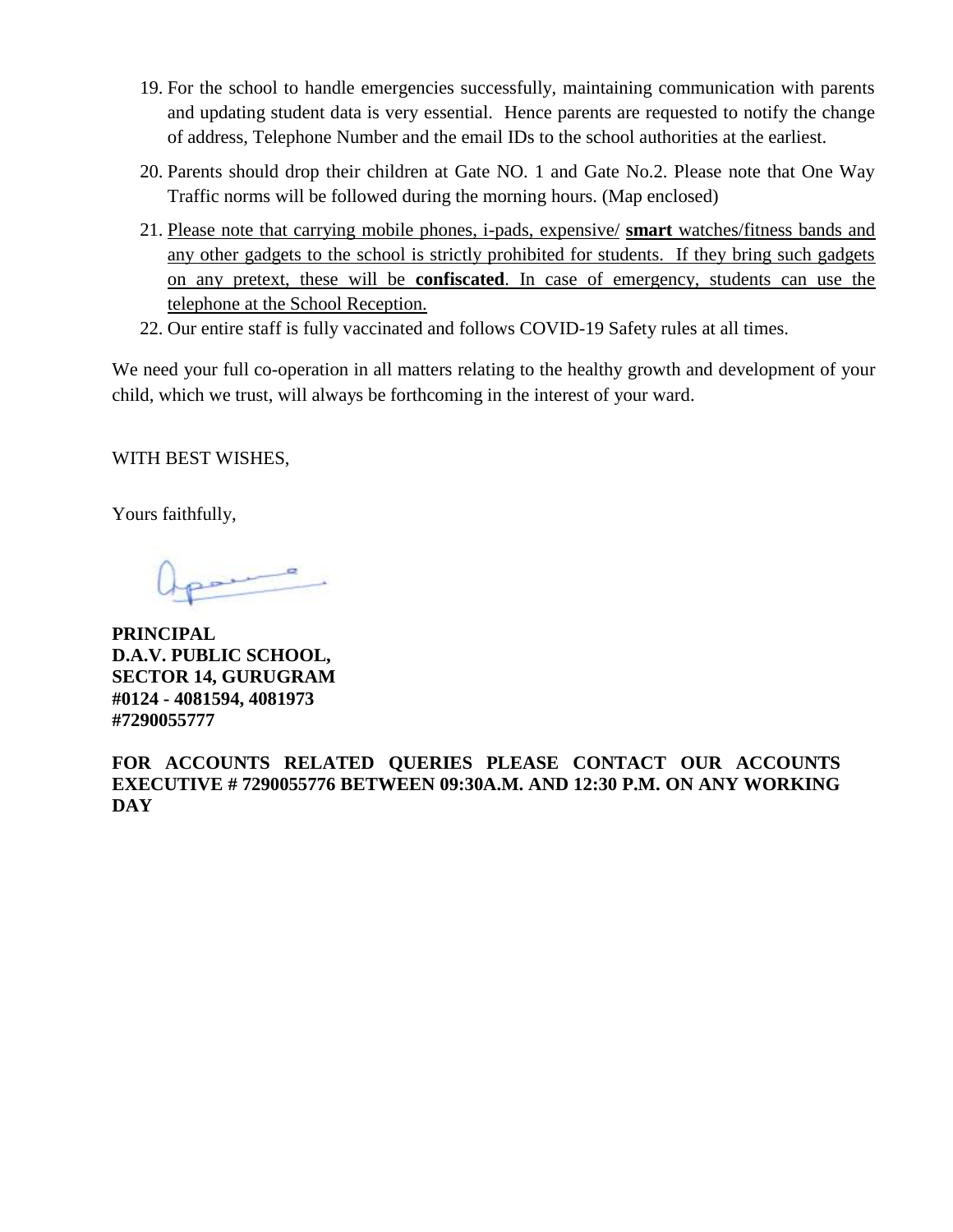19. For the school to handle emergencies successfully, maintaining communication with parents and updating student data is very essential. Hence parents are requested to notify the change of address, Telephone Number and the email IDs to the school authorities at the earliest.
20. Parents should drop their children at Gate NO. 1 and Gate No.2. Please note that One Way Traffic norms will be followed during the morning hours. (Map enclosed)
21. <u>Please note that carrying mobile phones, i-pads, expensive/ **smart** watches/fitness bands and any other gadgets to the school is strictly prohibited for students. If they bring such gadgets on any pretext, these will be **confiscated**. In case of emergency, students can use the telephone at the School Reception.</u>
22. Our entire staff is fully vaccinated and follows COVID-19 Safety rules at all times.

We need your full co-operation in all matters relating to the healthy growth and development of your child, which we trust, will always be forthcoming in the interest of your ward.

WITH BEST WISHES,

Yours faithfully,

**PRINCIPAL**
**D.A.V. PUBLIC SCHOOL,**
**SECTOR 14, GURUGRAM**
**#0124 - 4081594, 4081973**
**#7290055777**

**FOR ACCOUNTS RELATED QUERIES PLEASE CONTACT OUR ACCOUNTS EXECUTIVE # 7290055776 BETWEEN 09:30A.M. AND 12:30 P.M. ON ANY WORKING DAY**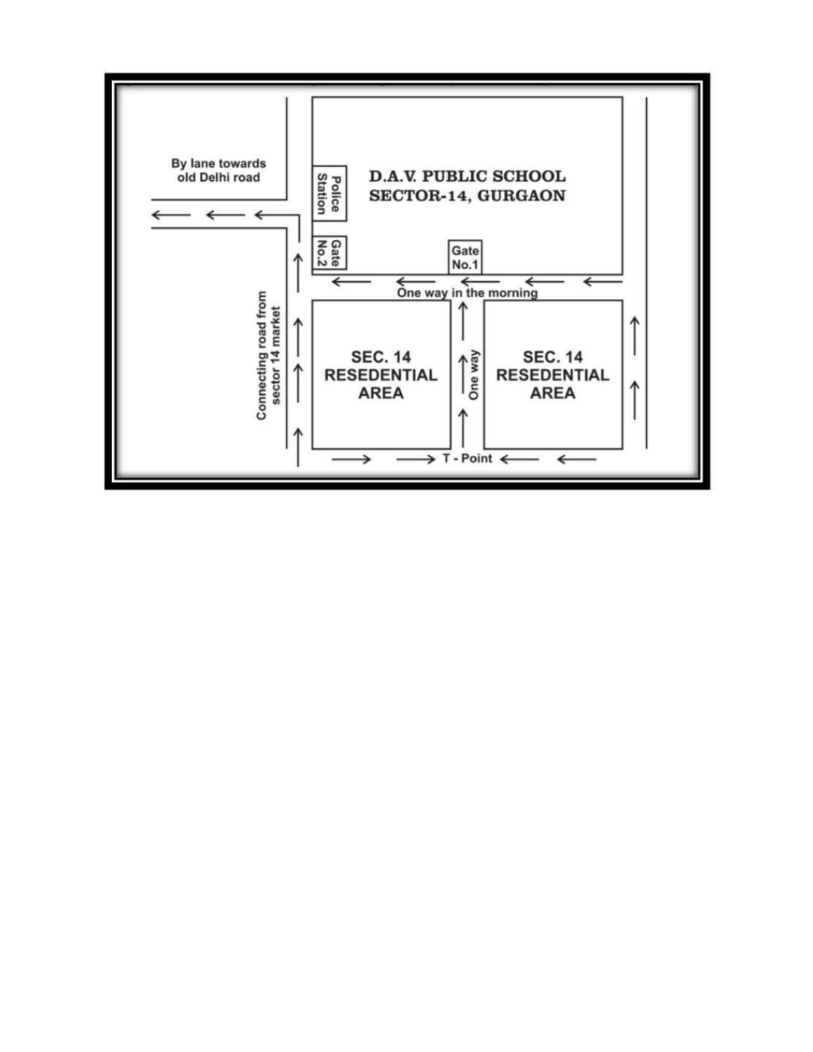By lane towards old Delhi road

D.A.V. PUBLIC SCHOOL
SECTOR-14, GURGAON

Police Station

Gate No.2

Gate No.1

One way in the morning

Connecting road from sector 14 market

SEC. 14
RESEDENTIAL
AREA

One way

SEC. 14
RESEDENTIAL
AREA

T - Point